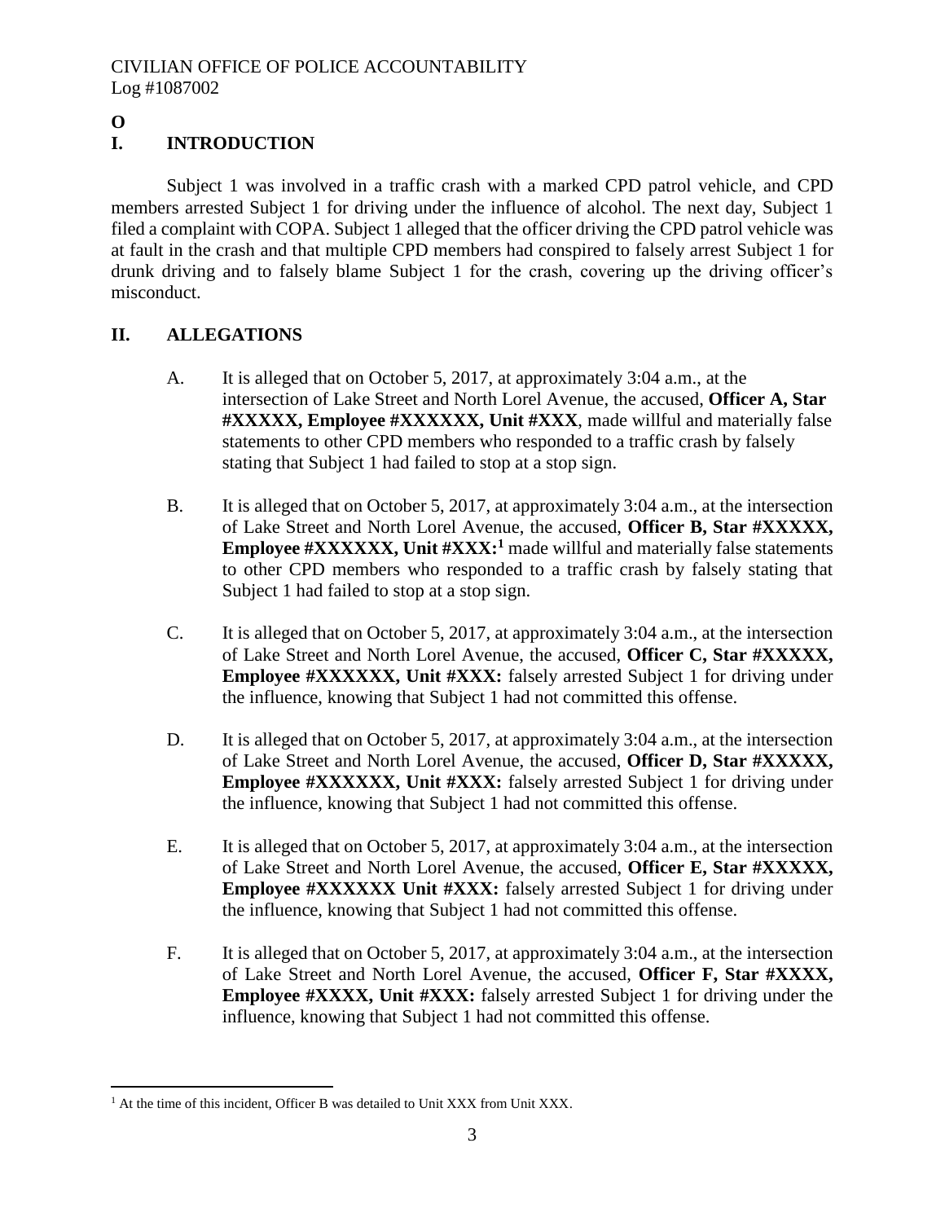CIVILIAN OFFICE OF POLICE ACCOUNTABILITY
Log #1087002

**O**

## I. INTRODUCTION

Subject 1 was involved in a traffic crash with a marked CPD patrol vehicle, and CPD members arrested Subject 1 for driving under the influence of alcohol. The next day, Subject 1 filed a complaint with COPA. Subject 1 alleged that the officer driving the CPD patrol vehicle was at fault in the crash and that multiple CPD members had conspired to falsely arrest Subject 1 for drunk driving and to falsely blame Subject 1 for the crash, covering up the driving officer's misconduct.

## II. ALLEGATIONS

A. It is alleged that on October 5, 2017, at approximately 3:04 a.m., at the intersection of Lake Street and North Lorel Avenue, the accused, **Officer A, Star #XXXXX, Employee #XXXXXX, Unit #XXX**, made willful and materially false statements to other CPD members who responded to a traffic crash by falsely stating that Subject 1 had failed to stop at a stop sign.

B. It is alleged that on October 5, 2017, at approximately 3:04 a.m., at the intersection of Lake Street and North Lorel Avenue, the accused, **Officer B, Star #XXXXX, Employee #XXXXXX, Unit #XXX:**[1] made willful and materially false statements to other CPD members who responded to a traffic crash by falsely stating that Subject 1 had failed to stop at a stop sign.

C. It is alleged that on October 5, 2017, at approximately 3:04 a.m., at the intersection of Lake Street and North Lorel Avenue, the accused, **Officer C, Star #XXXXX, Employee #XXXXXX, Unit #XXX:** falsely arrested Subject 1 for driving under the influence, knowing that Subject 1 had not committed this offense.

D. It is alleged that on October 5, 2017, at approximately 3:04 a.m., at the intersection of Lake Street and North Lorel Avenue, the accused, **Officer D, Star #XXXXX, Employee #XXXXXX, Unit #XXX:** falsely arrested Subject 1 for driving under the influence, knowing that Subject 1 had not committed this offense.

E. It is alleged that on October 5, 2017, at approximately 3:04 a.m., at the intersection of Lake Street and North Lorel Avenue, the accused, **Officer E, Star #XXXXX, Employee #XXXXXX Unit #XXX:** falsely arrested Subject 1 for driving under the influence, knowing that Subject 1 had not committed this offense.

F. It is alleged that on October 5, 2017, at approximately 3:04 a.m., at the intersection of Lake Street and North Lorel Avenue, the accused, **Officer F, Star #XXXX, Employee #XXXX, Unit #XXX:** falsely arrested Subject 1 for driving under the influence, knowing that Subject 1 had not committed this offense.

---

[1] At the time of this incident, Officer B was detailed to Unit XXX from Unit XXX.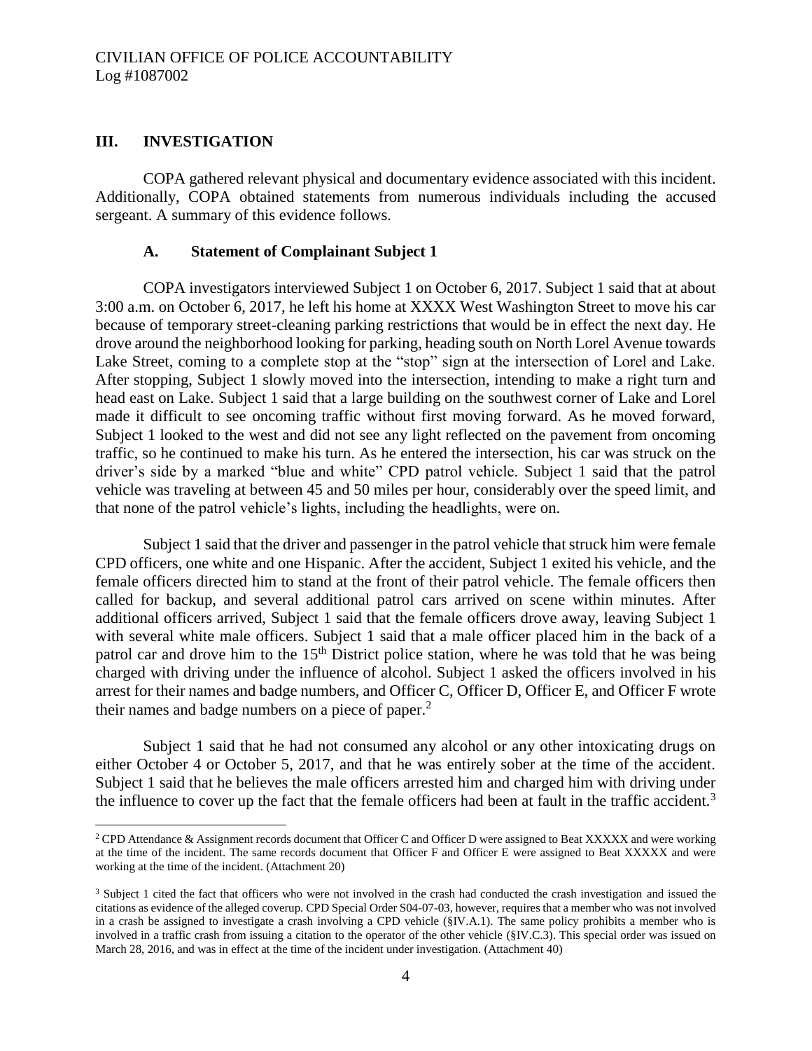## III. INVESTIGATION

COPA gathered relevant physical and documentary evidence associated with this incident. Additionally, COPA obtained statements from numerous individuals including the accused sergeant. A summary of this evidence follows.

### A. Statement of Complainant Subject 1

COPA investigators interviewed Subject 1 on October 6, 2017. Subject 1 said that at about 3:00 a.m. on October 6, 2017, he left his home at XXXX West Washington Street to move his car because of temporary street-cleaning parking restrictions that would be in effect the next day. He drove around the neighborhood looking for parking, heading south on North Lorel Avenue towards Lake Street, coming to a complete stop at the "stop" sign at the intersection of Lorel and Lake. After stopping, Subject 1 slowly moved into the intersection, intending to make a right turn and head east on Lake. Subject 1 said that a large building on the southwest corner of Lake and Lorel made it difficult to see oncoming traffic without first moving forward. As he moved forward, Subject 1 looked to the west and did not see any light reflected on the pavement from oncoming traffic, so he continued to make his turn. As he entered the intersection, his car was struck on the driver's side by a marked "blue and white" CPD patrol vehicle. Subject 1 said that the patrol vehicle was traveling at between 45 and 50 miles per hour, considerably over the speed limit, and that none of the patrol vehicle's lights, including the headlights, were on.

Subject 1 said that the driver and passenger in the patrol vehicle that struck him were female CPD officers, one white and one Hispanic. After the accident, Subject 1 exited his vehicle, and the female officers directed him to stand at the front of their patrol vehicle. The female officers then called for backup, and several additional patrol cars arrived on scene within minutes. After additional officers arrived, Subject 1 said that the female officers drove away, leaving Subject 1 with several white male officers. Subject 1 said that a male officer placed him in the back of a patrol car and drove him to the 15th District police station, where he was told that he was being charged with driving under the influence of alcohol. Subject 1 asked the officers involved in his arrest for their names and badge numbers, and Officer C, Officer D, Officer E, and Officer F wrote their names and badge numbers on a piece of paper.[2]

Subject 1 said that he had not consumed any alcohol or any other intoxicating drugs on either October 4 or October 5, 2017, and that he was entirely sober at the time of the accident. Subject 1 said that he believes the male officers arrested him and charged him with driving under the influence to cover up the fact that the female officers had been at fault in the traffic accident.[3]

---

[2] CPD Attendance & Assignment records document that Officer C and Officer D were assigned to Beat XXXXX and were working at the time of the incident. The same records document that Officer F and Officer E were assigned to Beat XXXXX and were working at the time of the incident. (Attachment 20)

[3] Subject 1 cited the fact that officers who were not involved in the crash had conducted the crash investigation and issued the citations as evidence of the alleged coverup. CPD Special Order S04-07-03, however, requires that a member who was not involved in a crash be assigned to investigate a crash involving a CPD vehicle (§IV.A.1). The same policy prohibits a member who is involved in a traffic crash from issuing a citation to the operator of the other vehicle (§IV.C.3). This special order was issued on March 28, 2016, and was in effect at the time of the incident under investigation. (Attachment 40)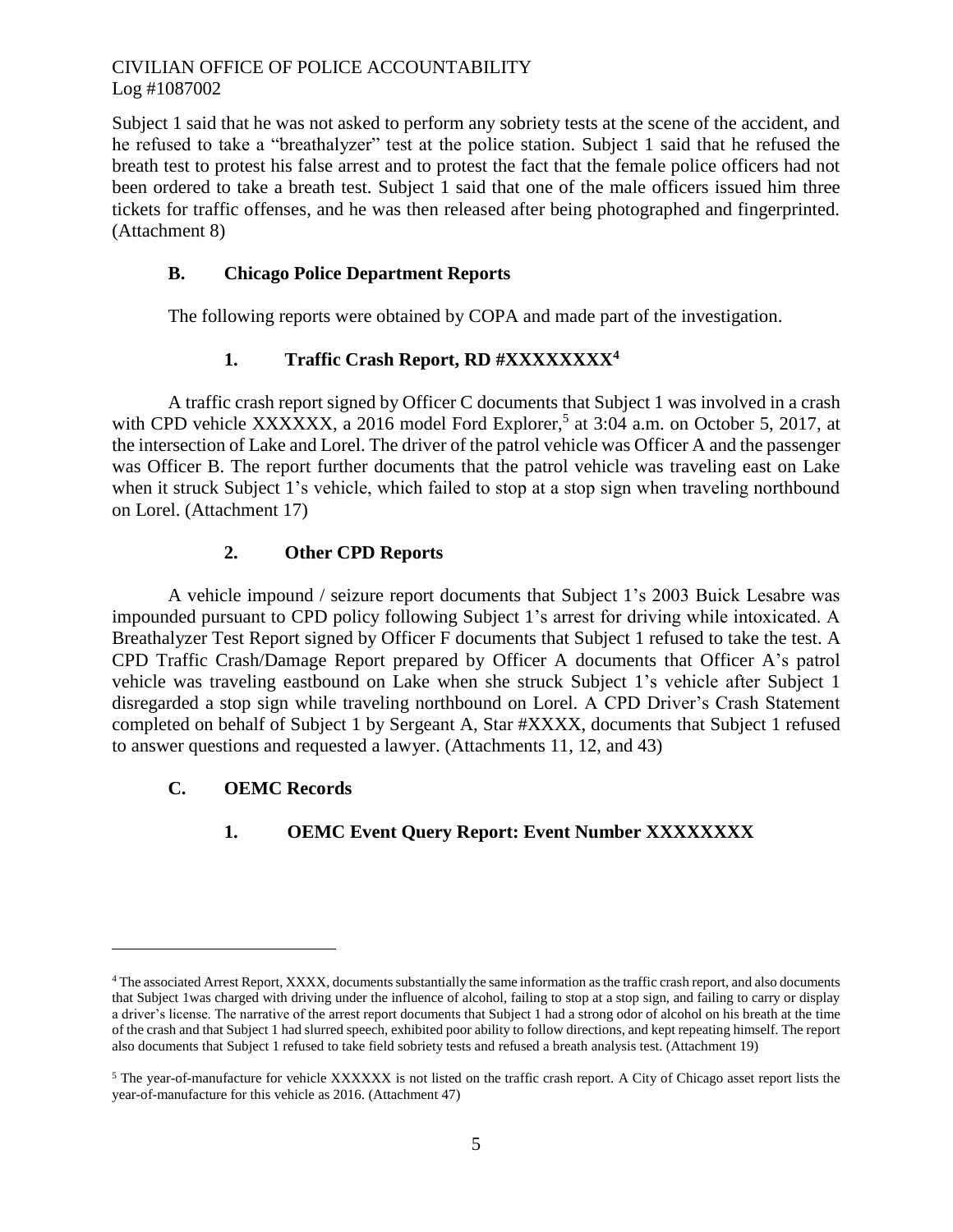Subject 1 said that he was not asked to perform any sobriety tests at the scene of the accident, and he refused to take a "breathalyzer" test at the police station. Subject 1 said that he refused the breath test to protest his false arrest and to protest the fact that the female police officers had not been ordered to take a breath test. Subject 1 said that one of the male officers issued him three tickets for traffic offenses, and he was then released after being photographed and fingerprinted. (Attachment 8)

### B. Chicago Police Department Reports

The following reports were obtained by COPA and made part of the investigation.

#### 1. Traffic Crash Report, RD #XXXXXXXX[4]

A traffic crash report signed by Officer C documents that Subject 1 was involved in a crash with CPD vehicle XXXXXX, a 2016 model Ford Explorer,[5] at 3:04 a.m. on October 5, 2017, at the intersection of Lake and Lorel. The driver of the patrol vehicle was Officer A and the passenger was Officer B. The report further documents that the patrol vehicle was traveling east on Lake when it struck Subject 1's vehicle, which failed to stop at a stop sign when traveling northbound on Lorel. (Attachment 17)

#### 2. Other CPD Reports

A vehicle impound / seizure report documents that Subject 1's 2003 Buick Lesabre was impounded pursuant to CPD policy following Subject 1's arrest for driving while intoxicated. A Breathalyzer Test Report signed by Officer F documents that Subject 1 refused to take the test. A CPD Traffic Crash/Damage Report prepared by Officer A documents that Officer A's patrol vehicle was traveling eastbound on Lake when she struck Subject 1's vehicle after Subject 1 disregarded a stop sign while traveling northbound on Lorel. A CPD Driver's Crash Statement completed on behalf of Subject 1 by Sergeant A, Star #XXXX, documents that Subject 1 refused to answer questions and requested a lawyer. (Attachments 11, 12, and 43)

### C. OEMC Records

#### 1. OEMC Event Query Report: Event Number XXXXXXXX

---

[4] The associated Arrest Report, XXXX, documents substantially the same information as the traffic crash report, and also documents that Subject 1was charged with driving under the influence of alcohol, failing to stop at a stop sign, and failing to carry or display a driver's license. The narrative of the arrest report documents that Subject 1 had a strong odor of alcohol on his breath at the time of the crash and that Subject 1 had slurred speech, exhibited poor ability to follow directions, and kept repeating himself. The report also documents that Subject 1 refused to take field sobriety tests and refused a breath analysis test. (Attachment 19)

[5] The year-of-manufacture for vehicle XXXXXX is not listed on the traffic crash report. A City of Chicago asset report lists the year-of-manufacture for this vehicle as 2016. (Attachment 47)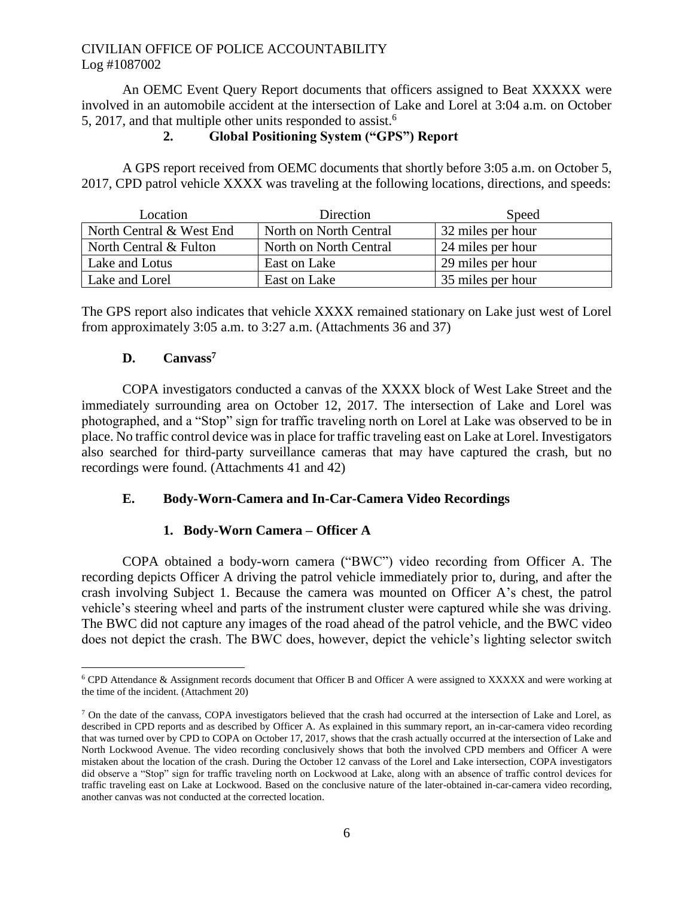An OEMC Event Query Report documents that officers assigned to Beat XXXXX were involved in an automobile accident at the intersection of Lake and Lorel at 3:04 a.m. on October 5, 2017, and that multiple other units responded to assist.[6]

### 2. Global Positioning System ("GPS") Report

A GPS report received from OEMC documents that shortly before 3:05 a.m. on October 5, 2017, CPD patrol vehicle XXXX was traveling at the following locations, directions, and speeds:

| Location | Direction | Speed |
|---|---|---|
| North Central & West End | North on North Central | 32 miles per hour |
| North Central & Fulton | North on North Central | 24 miles per hour |
| Lake and Lotus | East on Lake | 29 miles per hour |
| Lake and Lorel | East on Lake | 35 miles per hour |

The GPS report also indicates that vehicle XXXX remained stationary on Lake just west of Lorel from approximately 3:05 a.m. to 3:27 a.m. (Attachments 36 and 37)

## D. Canvass[7]

COPA investigators conducted a canvas of the XXXX block of West Lake Street and the immediately surrounding area on October 12, 2017. The intersection of Lake and Lorel was photographed, and a "Stop" sign for traffic traveling north on Lorel at Lake was observed to be in place. No traffic control device was in place for traffic traveling east on Lake at Lorel. Investigators also searched for third-party surveillance cameras that may have captured the crash, but no recordings were found. (Attachments 41 and 42)

## E. Body-Worn-Camera and In-Car-Camera Video Recordings

### 1. Body-Worn Camera – Officer A

COPA obtained a body-worn camera ("BWC") video recording from Officer A. The recording depicts Officer A driving the patrol vehicle immediately prior to, during, and after the crash involving Subject 1. Because the camera was mounted on Officer A's chest, the patrol vehicle's steering wheel and parts of the instrument cluster were captured while she was driving. The BWC did not capture any images of the road ahead of the patrol vehicle, and the BWC video does not depict the crash. The BWC does, however, depict the vehicle's lighting selector switch

---

[6] CPD Attendance & Assignment records document that Officer B and Officer A were assigned to XXXXX and were working at the time of the incident. (Attachment 20)

[7] On the date of the canvass, COPA investigators believed that the crash had occurred at the intersection of Lake and Lorel, as described in CPD reports and as described by Officer A. As explained in this summary report, an in-car-camera video recording that was turned over by CPD to COPA on October 17, 2017, shows that the crash actually occurred at the intersection of Lake and North Lockwood Avenue. The video recording conclusively shows that both the involved CPD members and Officer A were mistaken about the location of the crash. During the October 12 canvass of the Lorel and Lake intersection, COPA investigators did observe a "Stop" sign for traffic traveling north on Lockwood at Lake, along with an absence of traffic control devices for traffic traveling east on Lake at Lockwood. Based on the conclusive nature of the later-obtained in-car-camera video recording, another canvas was not conducted at the corrected location.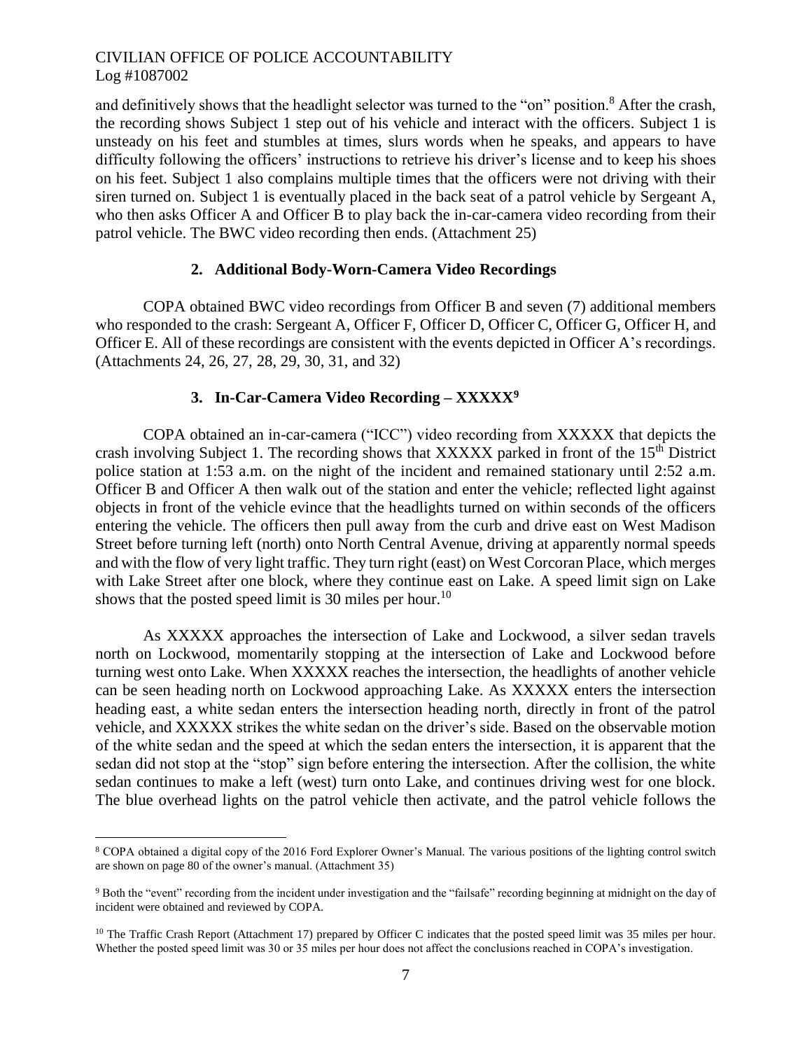and definitively shows that the headlight selector was turned to the "on" position.[8] After the crash, the recording shows Subject 1 step out of his vehicle and interact with the officers. Subject 1 is unsteady on his feet and stumbles at times, slurs words when he speaks, and appears to have difficulty following the officers' instructions to retrieve his driver's license and to keep his shoes on his feet. Subject 1 also complains multiple times that the officers were not driving with their siren turned on. Subject 1 is eventually placed in the back seat of a patrol vehicle by Sergeant A, who then asks Officer A and Officer B to play back the in-car-camera video recording from their patrol vehicle. The BWC video recording then ends. (Attachment 25)

### 2. Additional Body-Worn-Camera Video Recordings

COPA obtained BWC video recordings from Officer B and seven (7) additional members who responded to the crash: Sergeant A, Officer F, Officer D, Officer C, Officer G, Officer H, and Officer E. All of these recordings are consistent with the events depicted in Officer A's recordings. (Attachments 24, 26, 27, 28, 29, 30, 31, and 32)

### 3. In-Car-Camera Video Recording – XXXXX[9]

COPA obtained an in-car-camera ("ICC") video recording from XXXXX that depicts the crash involving Subject 1. The recording shows that XXXXX parked in front of the 15th District police station at 1:53 a.m. on the night of the incident and remained stationary until 2:52 a.m. Officer B and Officer A then walk out of the station and enter the vehicle; reflected light against objects in front of the vehicle evince that the headlights turned on within seconds of the officers entering the vehicle. The officers then pull away from the curb and drive east on West Madison Street before turning left (north) onto North Central Avenue, driving at apparently normal speeds and with the flow of very light traffic. They turn right (east) on West Corcoran Place, which merges with Lake Street after one block, where they continue east on Lake. A speed limit sign on Lake shows that the posted speed limit is 30 miles per hour.[10]

As XXXXX approaches the intersection of Lake and Lockwood, a silver sedan travels north on Lockwood, momentarily stopping at the intersection of Lake and Lockwood before turning west onto Lake. When XXXXX reaches the intersection, the headlights of another vehicle can be seen heading north on Lockwood approaching Lake. As XXXXX enters the intersection heading east, a white sedan enters the intersection heading north, directly in front of the patrol vehicle, and XXXXX strikes the white sedan on the driver's side. Based on the observable motion of the white sedan and the speed at which the sedan enters the intersection, it is apparent that the sedan did not stop at the "stop" sign before entering the intersection. After the collision, the white sedan continues to make a left (west) turn onto Lake, and continues driving west for one block. The blue overhead lights on the patrol vehicle then activate, and the patrol vehicle follows the

---

[8] COPA obtained a digital copy of the 2016 Ford Explorer Owner's Manual. The various positions of the lighting control switch are shown on page 80 of the owner's manual. (Attachment 35)

[9] Both the "event" recording from the incident under investigation and the "failsafe" recording beginning at midnight on the day of incident were obtained and reviewed by COPA.

[10] The Traffic Crash Report (Attachment 17) prepared by Officer C indicates that the posted speed limit was 35 miles per hour. Whether the posted speed limit was 30 or 35 miles per hour does not affect the conclusions reached in COPA's investigation.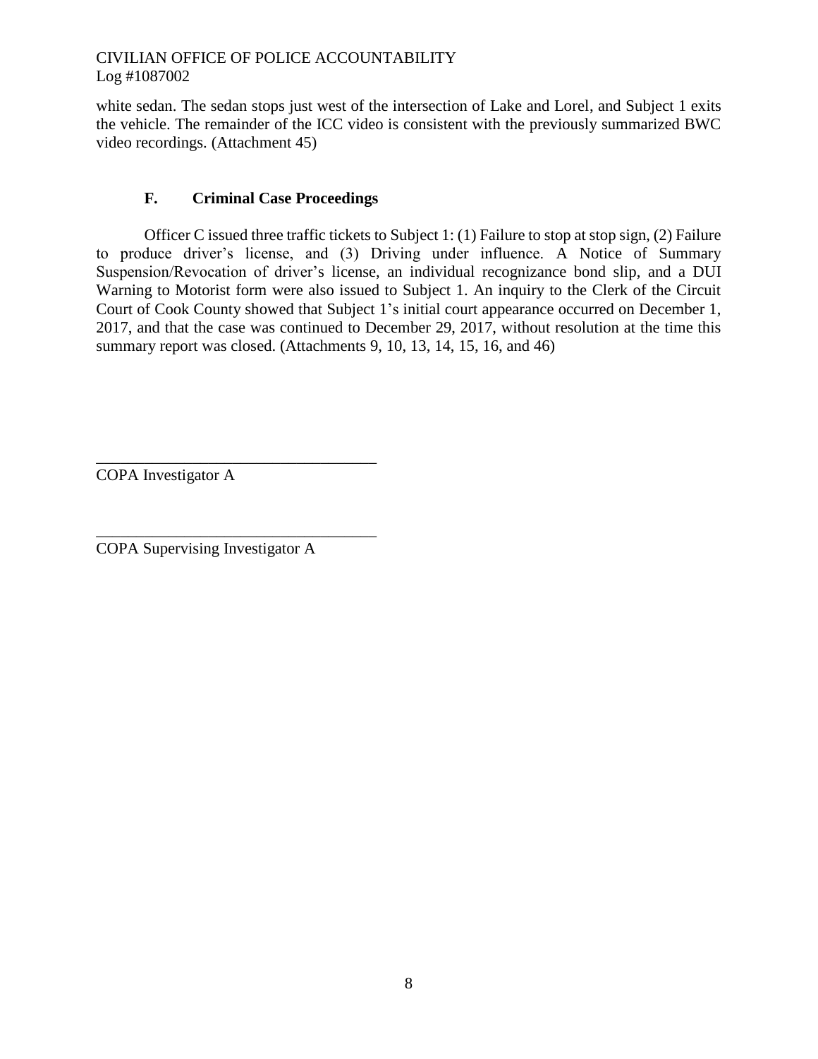white sedan. The sedan stops just west of the intersection of Lake and Lorel, and Subject 1 exits the vehicle. The remainder of the ICC video is consistent with the previously summarized BWC video recordings. (Attachment 45)

### F. Criminal Case Proceedings

Officer C issued three traffic tickets to Subject 1: (1) Failure to stop at stop sign, (2) Failure to produce driver's license, and (3) Driving under influence. A Notice of Summary Suspension/Revocation of driver's license, an individual recognizance bond slip, and a DUI Warning to Motorist form were also issued to Subject 1. An inquiry to the Clerk of the Circuit Court of Cook County showed that Subject 1's initial court appearance occurred on December 1, 2017, and that the case was continued to December 29, 2017, without resolution at the time this summary report was closed. (Attachments 9, 10, 13, 14, 15, 16, and 46)

\_\_\_\_\_\_\_\_\_\_\_\_\_\_\_\_\_\_\_\_\_\_\_\_\_\_\_\_\_\_\_\_\_\_\_

COPA Investigator A

\_\_\_\_\_\_\_\_\_\_\_\_\_\_\_\_\_\_\_\_\_\_\_\_\_\_\_\_\_\_\_\_\_\_\_

COPA Supervising Investigator A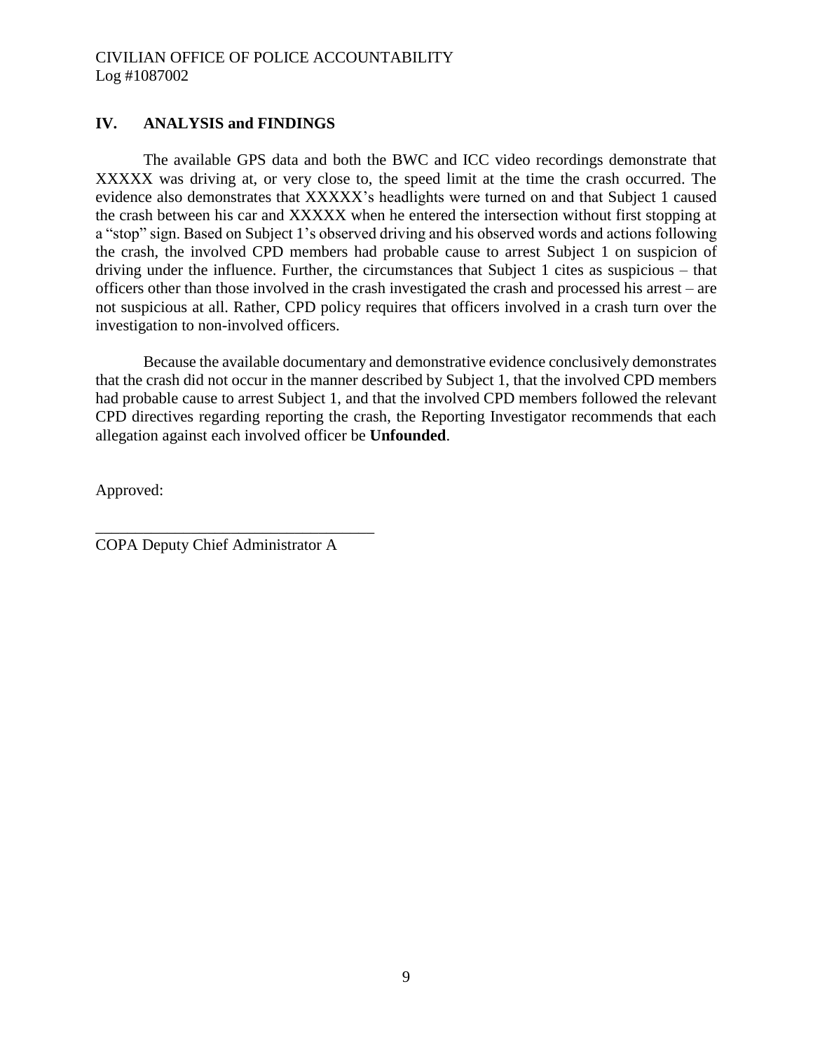## IV. ANALYSIS and FINDINGS

The available GPS data and both the BWC and ICC video recordings demonstrate that XXXXX was driving at, or very close to, the speed limit at the time the crash occurred. The evidence also demonstrates that XXXXX's headlights were turned on and that Subject 1 caused the crash between his car and XXXXX when he entered the intersection without first stopping at a "stop" sign. Based on Subject 1's observed driving and his observed words and actions following the crash, the involved CPD members had probable cause to arrest Subject 1 on suspicion of driving under the influence. Further, the circumstances that Subject 1 cites as suspicious – that officers other than those involved in the crash investigated the crash and processed his arrest – are not suspicious at all. Rather, CPD policy requires that officers involved in a crash turn over the investigation to non-involved officers.

Because the available documentary and demonstrative evidence conclusively demonstrates that the crash did not occur in the manner described by Subject 1, that the involved CPD members had probable cause to arrest Subject 1, and that the involved CPD members followed the relevant CPD directives regarding reporting the crash, the Reporting Investigator recommends that each allegation against each involved officer be **Unfounded**.

Approved:

\_\_\_\_\_\_\_\_\_\_\_\_\_\_\_\_\_\_\_\_\_\_\_\_\_\_\_\_\_\_\_\_\_\_\_\_

COPA Deputy Chief Administrator A